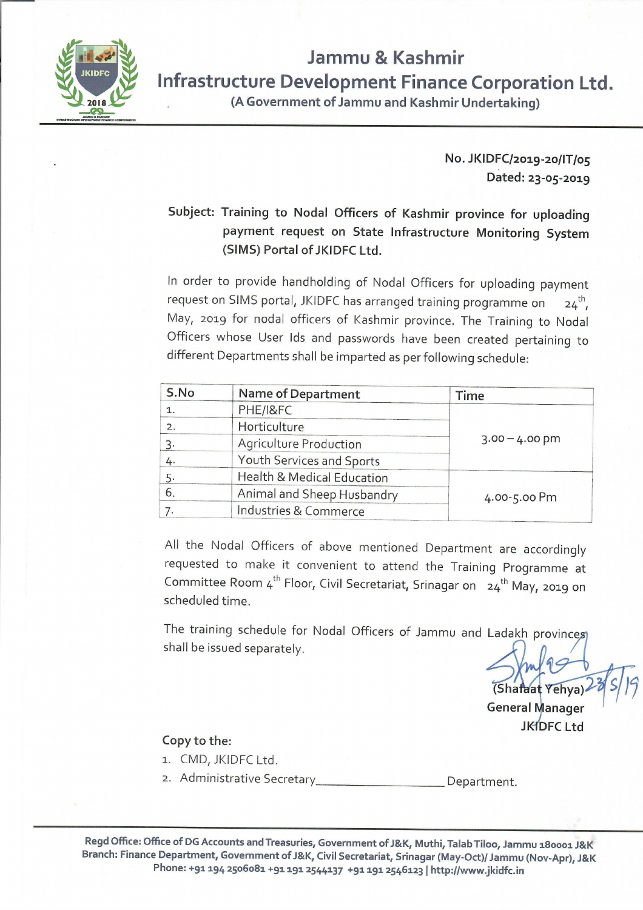# Jammu & Kashmir
# Infrastructure Development Finance Corporation Ltd.

(A Government of Jammu and Kashmir Undertaking)

No. JKIDFC/2019-20/IT/05
Dated: 23-05-2019

**Subject: Training to Nodal Officers of Kashmir province for uploading payment request on State Infrastructure Monitoring System (SIMS) Portal of JKIDFC Ltd.**

In order to provide handholding of Nodal Officers for uploading payment request on SIMS portal, JKIDFC has arranged training programme on 24th, May, 2019 for nodal officers of Kashmir province. The Training to Nodal Officers whose User Ids and passwords have been created pertaining to different Departments shall be imparted as per following schedule:

| S.No | Name of Department | Time |
|---|---|---|
| 1. | PHE/I&FC | 3.00 – 4.00 pm |
| 2. | Horticulture | |
| 3. | Agriculture Production | |
| 4. | Youth Services and Sports | |
| 5. | Health & Medical Education | 4.00-5.00 Pm |
| 6. | Animal and Sheep Husbandry | |
| 7. | Industries & Commerce | |

All the Nodal Officers of above mentioned Department are accordingly requested to make it convenient to attend the Training Programme at Committee Room 4th Floor, Civil Secretariat, Srinagar on 24th May, 2019 on scheduled time.

The training schedule for Nodal Officers of Jammu and Ladakh provinces shall be issued separately.

Sd/- 23/5/19
(Shafaat Yehya)
General Manager
JKIDFC Ltd

Copy to the:

1. CMD, JKIDFC Ltd.
2. Administrative Secretary\_\_\_\_\_\_\_\_\_\_\_\_\_\_\_\_\_\_\_\_ Department.

Regd Office: Office of DG Accounts and Treasuries, Government of J&K, Muthi, Talab Tiloo, Jammu 180001 J&K
Branch: Finance Department, Government of J&K, Civil Secretariat, Srinagar (May-Oct)/ Jammu (Nov-Apr), J&K
Phone: +91 194 2506081 +91 191 2544137 +91 191 2546123 | http://www.jkidfc.in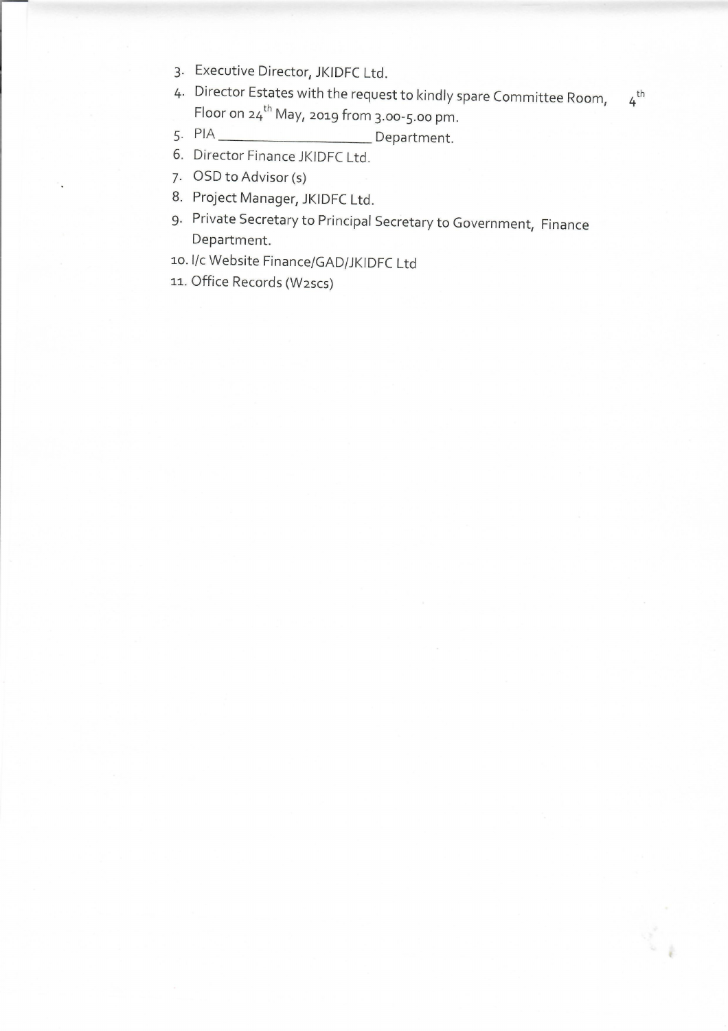3. Executive Director, JKIDFC Ltd.
4. Director Estates with the request to kindly spare Committee Room, 4th Floor on 24th May, 2019 from 3.00-5.00 pm.
5. PIA ____________________ Department.
6. Director Finance JKIDFC Ltd.
7. OSD to Advisor (s)
8. Project Manager, JKIDFC Ltd.
9. Private Secretary to Principal Secretary to Government, Finance Department.
10. I/c Website Finance/GAD/JKIDFC Ltd
11. Office Records (W2scs)